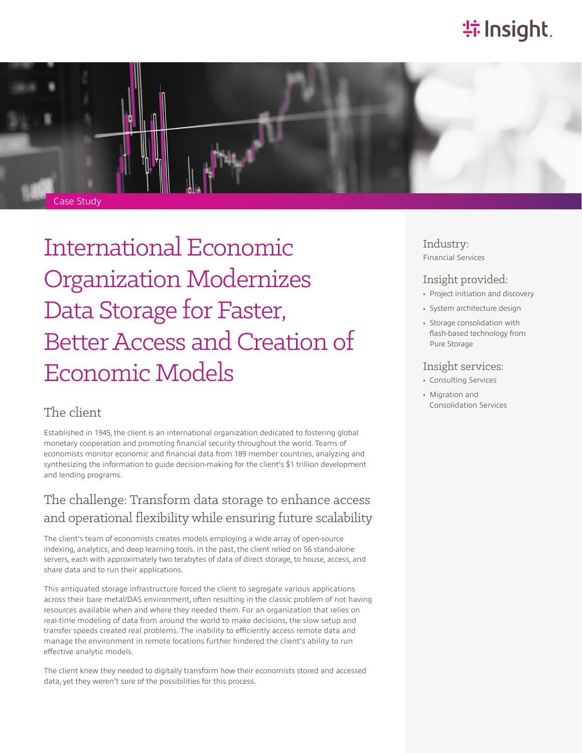Case Study

# International Economic Organization Modernizes Data Storage for Faster, Better Access and Creation of Economic Models

## The client

Established in 1945, the client is an international organization dedicated to fostering global monetary cooperation and promoting financial security throughout the world. Teams of economists monitor economic and financial data from 189 member countries, analyzing and synthesizing the information to guide decision-making for the client's $1 trillion development and lending programs.

## The challenge: Transform data storage to enhance access and operational flexibility while ensuring future scalability

The client's team of economists creates models employing a wide array of open-source indexing, analytics, and deep learning tools. In the past, the client relied on 56 stand-alone servers, each with approximately two terabytes of data of direct storage, to house, access, and share data and to run their applications.

This antiquated storage infrastructure forced the client to segregate various applications across their bare metal/DAS environment, often resulting in the classic problem of not having resources available when and where they needed them. For an organization that relies on real-time modeling of data from around the world to make decisions, the slow setup and transfer speeds created real problems. The inability to efficiently access remote data and manage the environment in remote locations further hindered the client's ability to run effective analytic models.

The client knew they needed to digitally transform how their economists stored and accessed data, yet they weren't sure of the possibilities for this process.

### Industry:

Financial Services

### Insight provided:

- Project initiation and discovery
- System architecture design
- Storage consolidation with flash-based technology from Pure Storage

### Insight services:

- Consulting Services
- Migration and Consolidation Services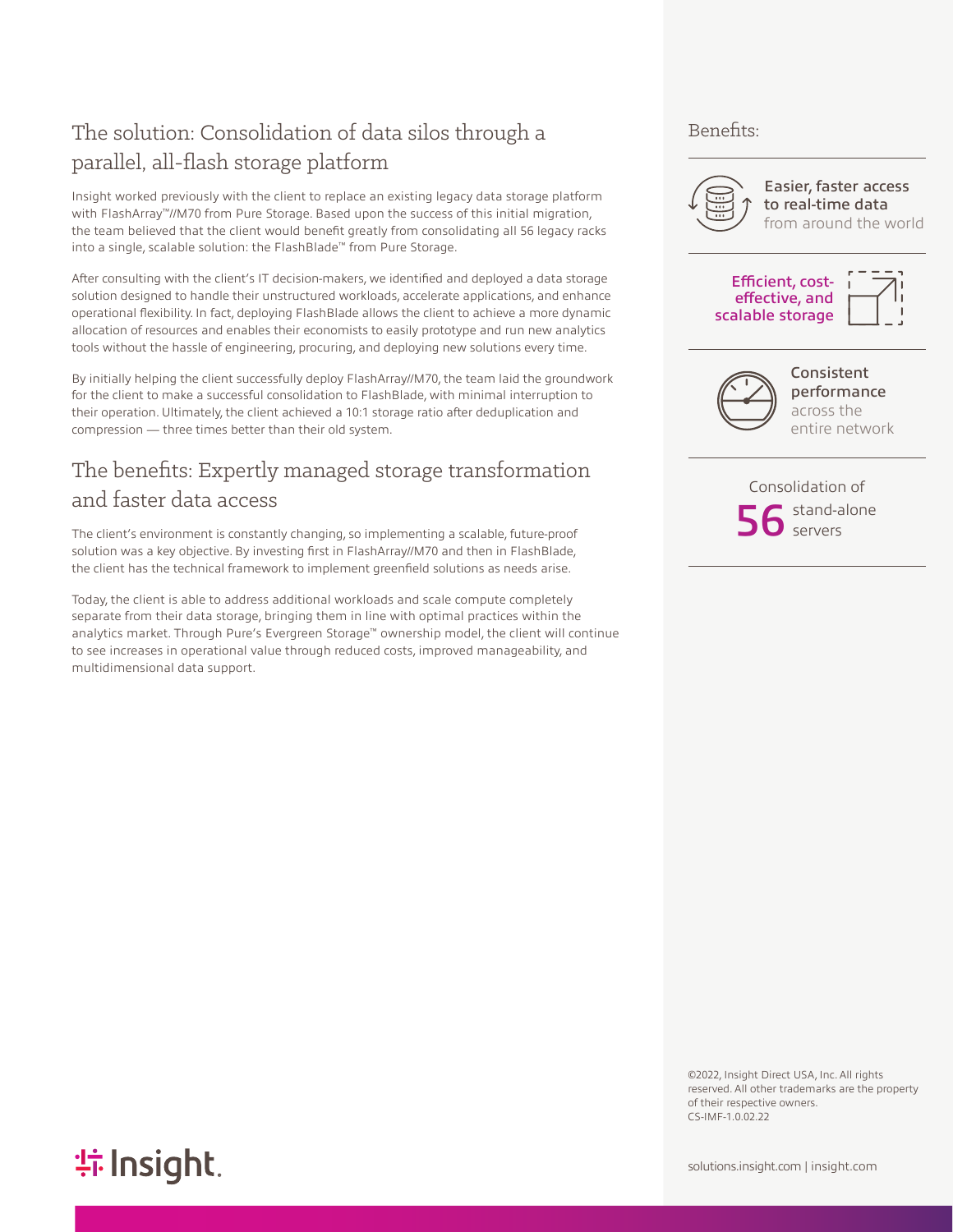## The solution: Consolidation of data silos through a parallel, all-flash storage platform

Insight worked previously with the client to replace an existing legacy data storage platform with FlashArray™//M70 from Pure Storage. Based upon the success of this initial migration, the team believed that the client would benefit greatly from consolidating all 56 legacy racks into a single, scalable solution: the FlashBlade™ from Pure Storage.

After consulting with the client's IT decision-makers, we identified and deployed a data storage solution designed to handle their unstructured workloads, accelerate applications, and enhance operational flexibility. In fact, deploying FlashBlade allows the client to achieve a more dynamic allocation of resources and enables their economists to easily prototype and run new analytics tools without the hassle of engineering, procuring, and deploying new solutions every time.

By initially helping the client successfully deploy FlashArray//M70, the team laid the groundwork for the client to make a successful consolidation to FlashBlade, with minimal interruption to their operation. Ultimately, the client achieved a 10:1 storage ratio after deduplication and compression — three times better than their old system.

## The benefits: Expertly managed storage transformation and faster data access

The client's environment is constantly changing, so implementing a scalable, future-proof solution was a key objective. By investing first in FlashArray//M70 and then in FlashBlade, the client has the technical framework to implement greenfield solutions as needs arise.

Today, the client is able to address additional workloads and scale compute completely separate from their data storage, bringing them in line with optimal practices within the analytics market. Through Pure's Evergreen Storage™ ownership model, the client will continue to see increases in operational value through reduced costs, improved manageability, and multidimensional data support.

### Benefits:

**Easier, faster access to real-time data** from around the world

**Efficient, cost-effective, and scalable storage**

**Consistent performance** across the entire network

Consolidation of **56** stand-alone servers

©2022, Insight Direct USA, Inc. All rights reserved. All other trademarks are the property of their respective owners.
CS-IMF-1.0.02.22

Insight.

solutions.insight.com | insight.com